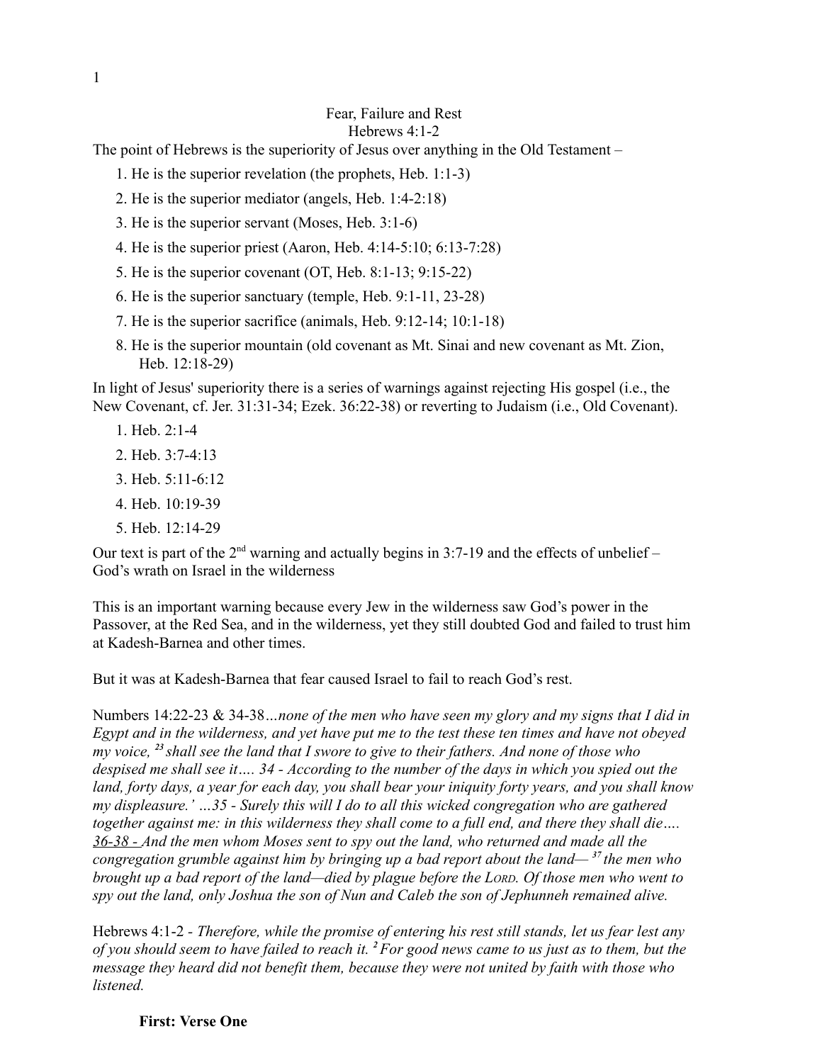# Fear, Failure and Rest

## Hebrews 4:1-2

The point of Hebrews is the superiority of Jesus over anything in the Old Testament –

1. He is the superior revelation (the prophets, Heb. 1:1-3)
2. He is the superior mediator (angels, Heb. 1:4-2:18)
3. He is the superior servant (Moses, Heb. 3:1-6)
4. He is the superior priest (Aaron, Heb. 4:14-5:10; 6:13-7:28)
5. He is the superior covenant (OT, Heb. 8:1-13; 9:15-22)
6. He is the superior sanctuary (temple, Heb. 9:1-11, 23-28)
7. He is the superior sacrifice (animals, Heb. 9:12-14; 10:1-18)
8. He is the superior mountain (old covenant as Mt. Sinai and new covenant as Mt. Zion, Heb. 12:18-29)

In light of Jesus' superiority there is a series of warnings against rejecting His gospel (i.e., the New Covenant, cf. Jer. 31:31-34; Ezek. 36:22-38) or reverting to Judaism (i.e., Old Covenant).

1. Heb. 2:1-4
2. Heb. 3:7-4:13
3. Heb. 5:11-6:12
4. Heb. 10:19-39
5. Heb. 12:14-29

Our text is part of the 2nd warning and actually begins in 3:7-19 and the effects of unbelief – God's wrath on Israel in the wilderness

This is an important warning because every Jew in the wilderness saw God's power in the Passover, at the Red Sea, and in the wilderness, yet they still doubted God and failed to trust him at Kadesh-Barnea and other times.

But it was at Kadesh-Barnea that fear caused Israel to fail to reach God's rest.

Numbers 14:22-23 & 34-38*…none of the men who have seen my glory and my signs that I did in Egypt and in the wilderness, and yet have put me to the test these ten times and have not obeyed my voice, [23] shall see the land that I swore to give to their fathers. And none of those who despised me shall see it…. 34 - According to the number of the days in which you spied out the land, forty days, a year for each day, you shall bear your iniquity forty years, and you shall know my displeasure.' …35 - Surely this will I do to all this wicked congregation who are gathered together against me: in this wilderness they shall come to a full end, and there they shall die….* <u>*36-38 -*</u> *And the men whom Moses sent to spy out the land, who returned and made all the congregation grumble against him by bringing up a bad report about the land— [37] the men who brought up a bad report of the land—died by plague before the LORD. Of those men who went to spy out the land, only Joshua the son of Nun and Caleb the son of Jephunneh remained alive.*

Hebrews 4:1-2 - *Therefore, while the promise of entering his rest still stands, let us fear lest any of you should seem to have failed to reach it. [2] For good news came to us just as to them, but the message they heard did not benefit them, because they were not united by faith with those who listened.*

**First: Verse One**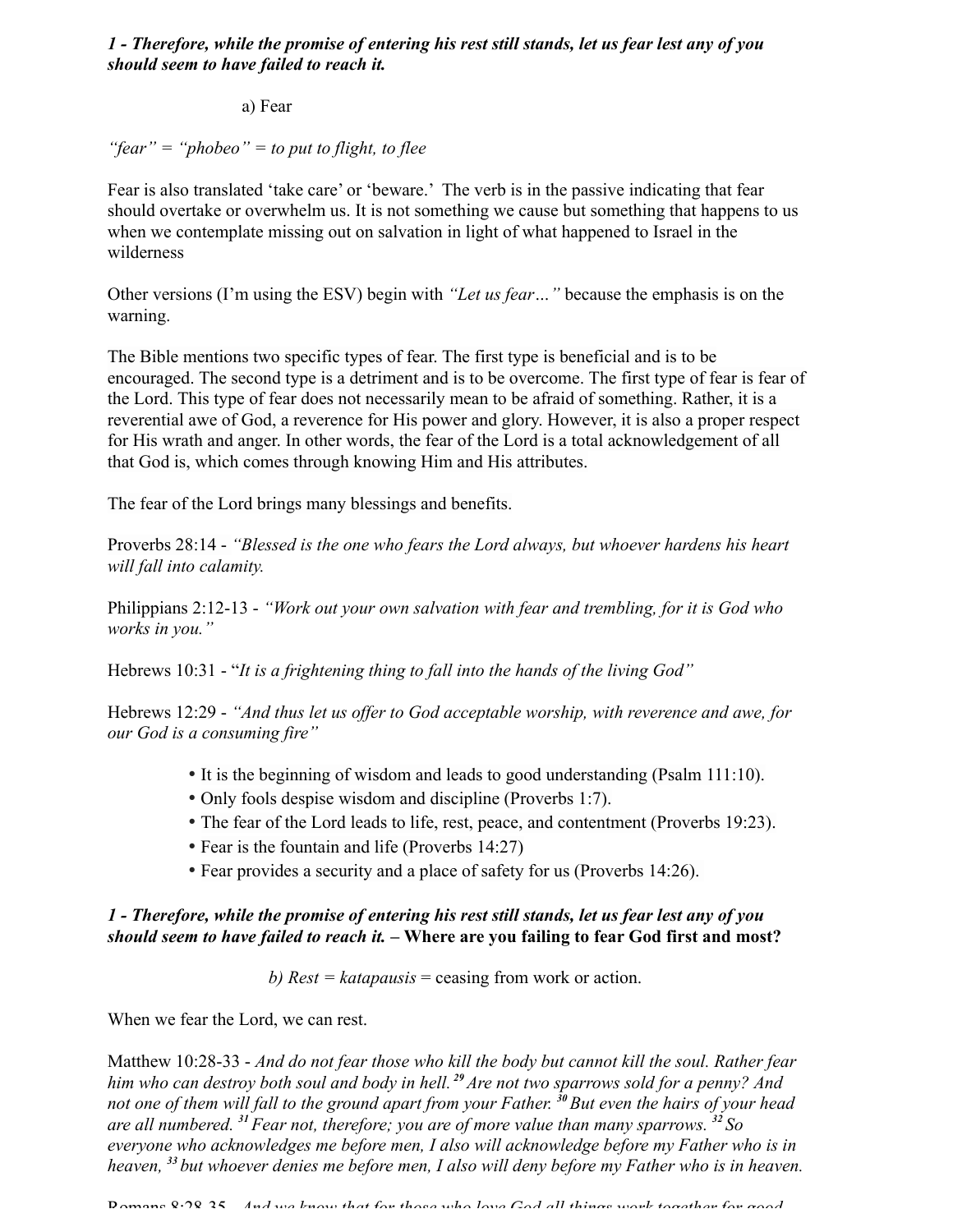***1 - Therefore, while the promise of entering his rest still stands, let us fear lest any of you should seem to have failed to reach it.***

a) Fear

*"fear" = "phobeo" = to put to flight, to flee*

Fear is also translated 'take care' or 'beware.' The verb is in the passive indicating that fear should overtake or overwhelm us. It is not something we cause but something that happens to us when we contemplate missing out on salvation in light of what happened to Israel in the wilderness

Other versions (I'm using the ESV) begin with *"Let us fear…"* because the emphasis is on the warning.

The Bible mentions two specific types of fear. The first type is beneficial and is to be encouraged. The second type is a detriment and is to be overcome. The first type of fear is fear of the Lord. This type of fear does not necessarily mean to be afraid of something. Rather, it is a reverential awe of God, a reverence for His power and glory. However, it is also a proper respect for His wrath and anger. In other words, the fear of the Lord is a total acknowledgement of all that God is, which comes through knowing Him and His attributes.

The fear of the Lord brings many blessings and benefits.

Proverbs 28:14 - *"Blessed is the one who fears the Lord always, but whoever hardens his heart will fall into calamity.*

Philippians 2:12-13 - *"Work out your own salvation with fear and trembling, for it is God who works in you."*

Hebrews 10:31 - "*It is a frightening thing to fall into the hands of the living God"*

Hebrews 12:29 - *"And thus let us offer to God acceptable worship, with reverence and awe, for our God is a consuming fire"*

- It is the beginning of wisdom and leads to good understanding (Psalm 111:10).
- Only fools despise wisdom and discipline (Proverbs 1:7).
- The fear of the Lord leads to life, rest, peace, and contentment (Proverbs 19:23).
- Fear is the fountain and life (Proverbs 14:27)
- Fear provides a security and a place of safety for us (Proverbs 14:26).

***1 - Therefore, while the promise of entering his rest still stands, let us fear lest any of you should seem to have failed to reach it.*** **– Where are you failing to fear God first and most?**

*b) Rest = katapausis* = ceasing from work or action.

When we fear the Lord, we can rest.

Matthew 10:28-33 - *And do not fear those who kill the body but cannot kill the soul. Rather fear him who can destroy both soul and body in hell.* [29] *Are not two sparrows sold for a penny? And not one of them will fall to the ground apart from your Father.* [30] *But even the hairs of your head are all numbered.* [31] *Fear not, therefore; you are of more value than many sparrows.* [32] *So everyone who acknowledges me before men, I also will acknowledge before my Father who is in heaven,* [33] *but whoever denies me before men, I also will deny before my Father who is in heaven.*

Romans 8:28-35 - *And we know that for those who love God all things work together for good*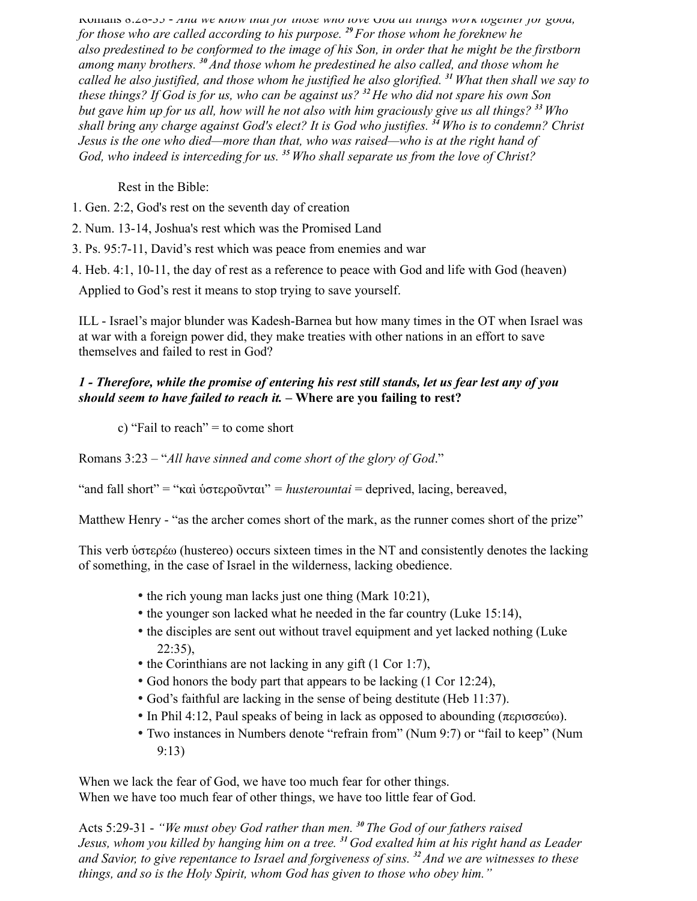Romans 8:28-35 - *And we know that for those who love God all things work together for good, for those who are called according to his purpose.* [29] *For those whom he foreknew he also predestined to be conformed to the image of his Son, in order that he might be the firstborn among many brothers.* [30] *And those whom he predestined he also called, and those whom he called he also justified, and those whom he justified he also glorified.* [31] *What then shall we say to these things? If God is for us, who can be against us?* [32] *He who did not spare his own Son but gave him up for us all, how will he not also with him graciously give us all things?* [33] *Who shall bring any charge against God's elect? It is God who justifies.* [34] *Who is to condemn? Christ Jesus is the one who died—more than that, who was raised—who is at the right hand of God, who indeed is interceding for us.* [35] *Who shall separate us from the love of Christ?*

Rest in the Bible:

1. Gen. 2:2, God's rest on the seventh day of creation
2. Num. 13-14, Joshua's rest which was the Promised Land
3. Ps. 95:7-11, David's rest which was peace from enemies and war
4. Heb. 4:1, 10-11, the day of rest as a reference to peace with God and life with God (heaven)

Applied to God's rest it means to stop trying to save yourself.

ILL - Israel's major blunder was Kadesh-Barnea but how many times in the OT when Israel was at war with a foreign power did, they make treaties with other nations in an effort to save themselves and failed to rest in God?

***1 - Therefore, while the promise of entering his rest still stands, let us fear lest any of you should seem to have failed to reach it.*** **– Where are you failing to rest?**

c) "Fail to reach" = to come short

Romans 3:23 – "*All have sinned and come short of the glory of God*."

"and fall short" = "καὶ ὑστεροῦνται" = *husterountai* = deprived, lacing, bereaved,

Matthew Henry - "as the archer comes short of the mark, as the runner comes short of the prize"

This verb ὑστερέω (hustereo) occurs sixteen times in the NT and consistently denotes the lacking of something, in the case of Israel in the wilderness, lacking obedience.

- the rich young man lacks just one thing (Mark 10:21),
- the younger son lacked what he needed in the far country (Luke 15:14),
- the disciples are sent out without travel equipment and yet lacked nothing (Luke 22:35),
- the Corinthians are not lacking in any gift (1 Cor 1:7),
- God honors the body part that appears to be lacking (1 Cor 12:24),
- God's faithful are lacking in the sense of being destitute (Heb 11:37).
- In Phil 4:12, Paul speaks of being in lack as opposed to abounding (περισσεύω).
- Two instances in Numbers denote "refrain from" (Num 9:7) or "fail to keep" (Num 9:13)

When we lack the fear of God, we have too much fear for other things.
When we have too much fear of other things, we have too little fear of God.

Acts 5:29-31 - *"We must obey God rather than men.* [30] *The God of our fathers raised Jesus, whom you killed by hanging him on a tree.* [31] *God exalted him at his right hand as Leader and Savior, to give repentance to Israel and forgiveness of sins.* [32] *And we are witnesses to these things, and so is the Holy Spirit, whom God has given to those who obey him."*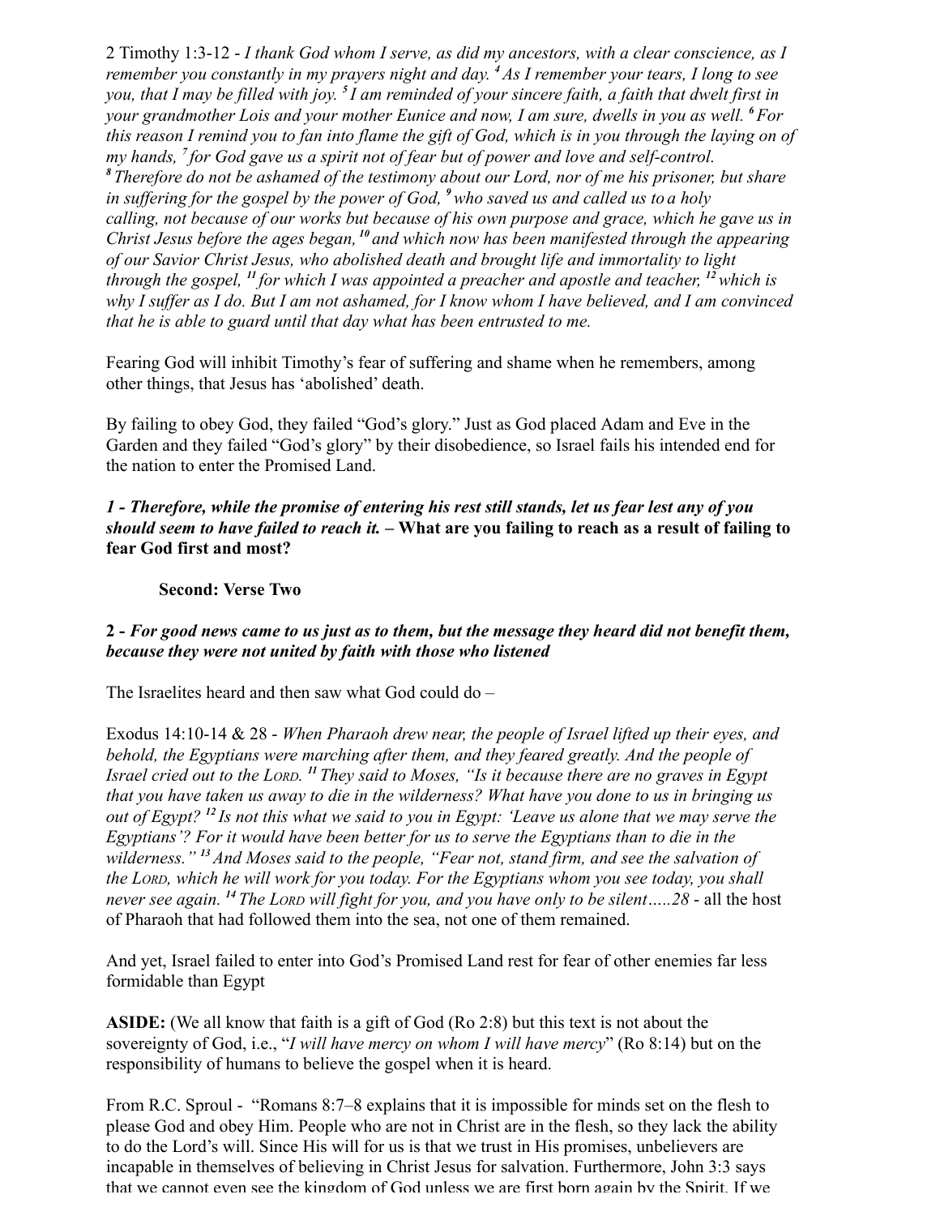2 Timothy 1:3-12 - *I thank God whom I serve, as did my ancestors, with a clear conscience, as I remember you constantly in my prayers night and day. [4] As I remember your tears, I long to see you, that I may be filled with joy. [5] I am reminded of your sincere faith, a faith that dwelt first in your grandmother Lois and your mother Eunice and now, I am sure, dwells in you as well. [6] For this reason I remind you to fan into flame the gift of God, which is in you through the laying on of my hands, [7] for God gave us a spirit not of fear but of power and love and self-control. [8] Therefore do not be ashamed of the testimony about our Lord, nor of me his prisoner, but share in suffering for the gospel by the power of God, [9] who saved us and called us to a holy calling, not because of our works but because of his own purpose and grace, which he gave us in Christ Jesus before the ages began, [10] and which now has been manifested through the appearing of our Savior Christ Jesus, who abolished death and brought life and immortality to light through the gospel, [11] for which I was appointed a preacher and apostle and teacher, [12] which is why I suffer as I do. But I am not ashamed, for I know whom I have believed, and I am convinced that he is able to guard until that day what has been entrusted to me.*

Fearing God will inhibit Timothy's fear of suffering and shame when he remembers, among other things, that Jesus has 'abolished' death.

By failing to obey God, they failed "God's glory." Just as God placed Adam and Eve in the Garden and they failed "God's glory" by their disobedience, so Israel fails his intended end for the nation to enter the Promised Land.

***1 - Therefore, while the promise of entering his rest still stands, let us fear lest any of you should seem to have failed to reach it.*** **– What are you failing to reach as a result of failing to fear God first and most?**

**Second: Verse Two**

**2 -** ***For good news came to us just as to them, but the message they heard did not benefit them, because they were not united by faith with those who listened***

The Israelites heard and then saw what God could do –

Exodus 14:10-14 & 28 - *When Pharaoh drew near, the people of Israel lifted up their eyes, and behold, the Egyptians were marching after them, and they feared greatly. And the people of Israel cried out to the LORD. [11] They said to Moses, "Is it because there are no graves in Egypt that you have taken us away to die in the wilderness? What have you done to us in bringing us out of Egypt? [12] Is not this what we said to you in Egypt: 'Leave us alone that we may serve the Egyptians'? For it would have been better for us to serve the Egyptians than to die in the wilderness." [13] And Moses said to the people, "Fear not, stand firm, and see the salvation of the LORD, which he will work for you today. For the Egyptians whom you see today, you shall never see again. [14] The LORD will fight for you, and you have only to be silent…..28* - all the host of Pharaoh that had followed them into the sea, not one of them remained.

And yet, Israel failed to enter into God's Promised Land rest for fear of other enemies far less formidable than Egypt

**ASIDE:** (We all know that faith is a gift of God (Ro 2:8) but this text is not about the sovereignty of God, i.e., "*I will have mercy on whom I will have mercy*" (Ro 8:14) but on the responsibility of humans to believe the gospel when it is heard.

From R.C. Sproul - "Romans 8:7–8 explains that it is impossible for minds set on the flesh to please God and obey Him. People who are not in Christ are in the flesh, so they lack the ability to do the Lord's will. Since His will for us is that we trust in His promises, unbelievers are incapable in themselves of believing in Christ Jesus for salvation. Furthermore, John 3:3 says that we cannot even see the kingdom of God unless we are first born again by the Spirit. If we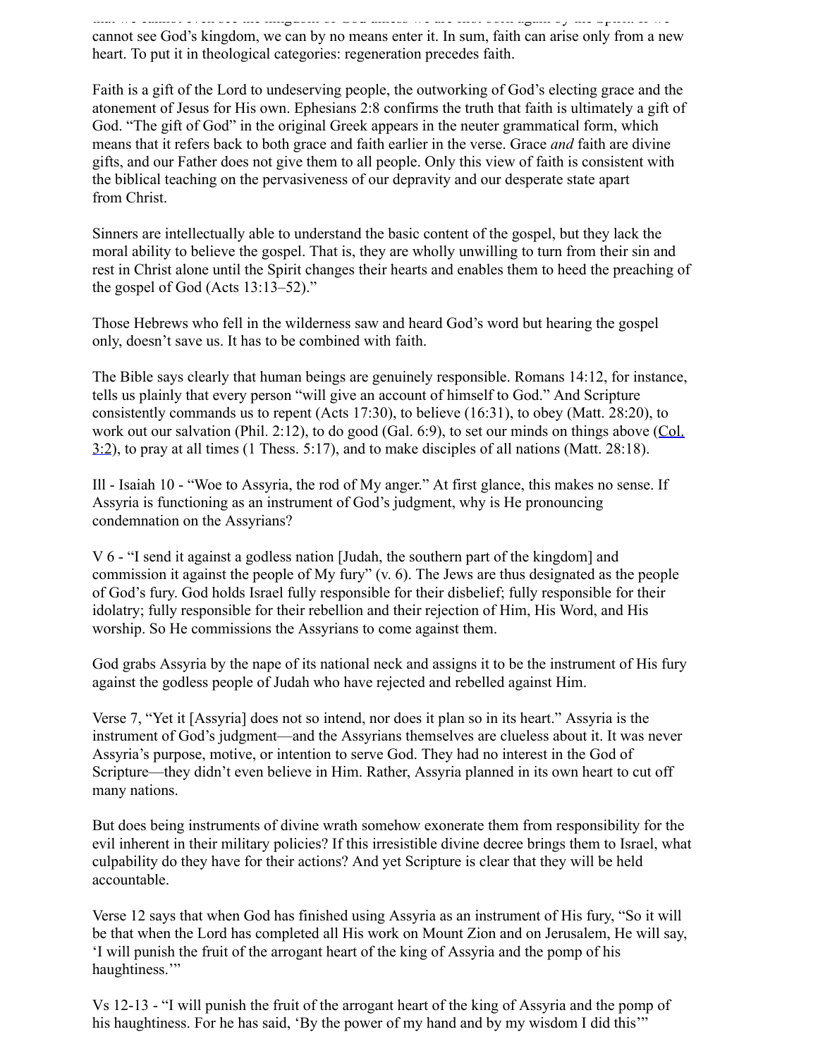that we cannot even see the kingdom of God unless we are first born again by the Spirit. If we cannot see God's kingdom, we can by no means enter it. In sum, faith can arise only from a new heart. To put it in theological categories: regeneration precedes faith.

Faith is a gift of the Lord to undeserving people, the outworking of God's electing grace and the atonement of Jesus for His own. Ephesians 2:8 confirms the truth that faith is ultimately a gift of God. "The gift of God" in the original Greek appears in the neuter grammatical form, which means that it refers back to both grace and faith earlier in the verse. Grace *and* faith are divine gifts, and our Father does not give them to all people. Only this view of faith is consistent with the biblical teaching on the pervasiveness of our depravity and our desperate state apart from Christ.

Sinners are intellectually able to understand the basic content of the gospel, but they lack the moral ability to believe the gospel. That is, they are wholly unwilling to turn from their sin and rest in Christ alone until the Spirit changes their hearts and enables them to heed the preaching of the gospel of God (Acts 13:13–52)."

Those Hebrews who fell in the wilderness saw and heard God's word but hearing the gospel only, doesn't save us. It has to be combined with faith.

The Bible says clearly that human beings are genuinely responsible. Romans 14:12, for instance, tells us plainly that every person "will give an account of himself to God." And Scripture consistently commands us to repent (Acts 17:30), to believe (16:31), to obey (Matt. 28:20), to work out our salvation (Phil. 2:12), to do good (Gal. 6:9), to set our minds on things above (Col. 3:2), to pray at all times (1 Thess. 5:17), and to make disciples of all nations (Matt. 28:18).

Ill - Isaiah 10 - "Woe to Assyria, the rod of My anger." At first glance, this makes no sense. If Assyria is functioning as an instrument of God's judgment, why is He pronouncing condemnation on the Assyrians?

V 6 - "I send it against a godless nation [Judah, the southern part of the kingdom] and commission it against the people of My fury" (v. 6). The Jews are thus designated as the people of God's fury. God holds Israel fully responsible for their disbelief; fully responsible for their idolatry; fully responsible for their rebellion and their rejection of Him, His Word, and His worship. So He commissions the Assyrians to come against them.

God grabs Assyria by the nape of its national neck and assigns it to be the instrument of His fury against the godless people of Judah who have rejected and rebelled against Him.

Verse 7, "Yet it [Assyria] does not so intend, nor does it plan so in its heart." Assyria is the instrument of God's judgment—and the Assyrians themselves are clueless about it. It was never Assyria's purpose, motive, or intention to serve God. They had no interest in the God of Scripture—they didn't even believe in Him. Rather, Assyria planned in its own heart to cut off many nations.

But does being instruments of divine wrath somehow exonerate them from responsibility for the evil inherent in their military policies? If this irresistible divine decree brings them to Israel, what culpability do they have for their actions? And yet Scripture is clear that they will be held accountable.

Verse 12 says that when God has finished using Assyria as an instrument of His fury, "So it will be that when the Lord has completed all His work on Mount Zion and on Jerusalem, He will say, 'I will punish the fruit of the arrogant heart of the king of Assyria and the pomp of his haughtiness.'"

Vs 12-13 - "I will punish the fruit of the arrogant heart of the king of Assyria and the pomp of his haughtiness. For he has said, 'By the power of my hand and by my wisdom I did this'"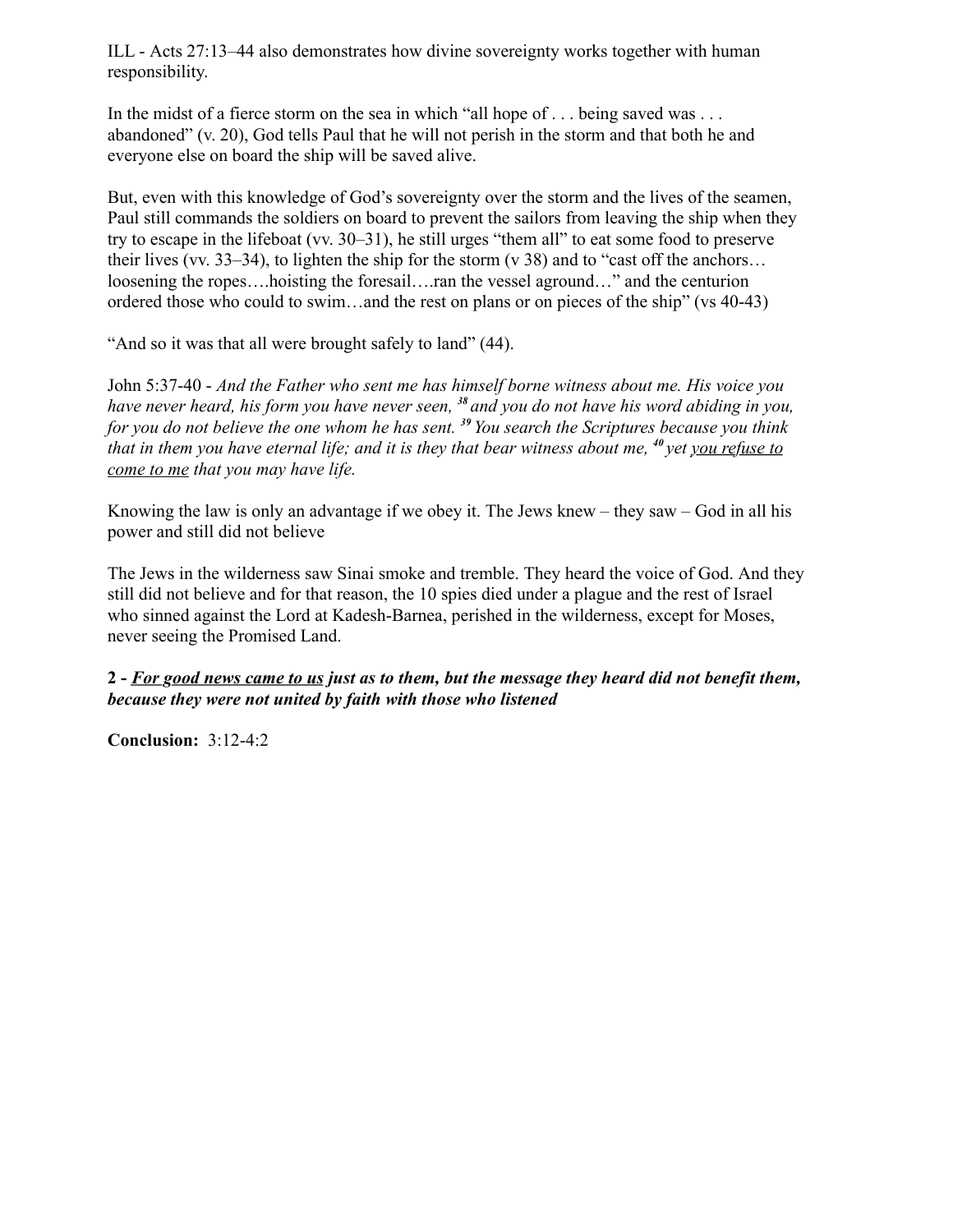ILL - Acts 27:13–44 also demonstrates how divine sovereignty works together with human responsibility.

In the midst of a fierce storm on the sea in which "all hope of . . . being saved was . . . abandoned" (v. 20), God tells Paul that he will not perish in the storm and that both he and everyone else on board the ship will be saved alive.

But, even with this knowledge of God's sovereignty over the storm and the lives of the seamen, Paul still commands the soldiers on board to prevent the sailors from leaving the ship when they try to escape in the lifeboat (vv. 30–31), he still urges "them all" to eat some food to preserve their lives (vv. 33–34), to lighten the ship for the storm (v 38) and to "cast off the anchors… loosening the ropes….hoisting the foresail….ran the vessel aground…" and the centurion ordered those who could to swim…and the rest on plans or on pieces of the ship" (vs 40-43)

"And so it was that all were brought safely to land" (44).

John 5:37-40 - *And the Father who sent me has himself borne witness about me. His voice you have never heard, his form you have never seen, [38] and you do not have his word abiding in you, for you do not believe the one whom he has sent. [39] You search the Scriptures because you think that in them you have eternal life; and it is they that bear witness about me, [40] yet <u>you refuse to come to me</u> that you may have life.*

Knowing the law is only an advantage if we obey it. The Jews knew – they saw – God in all his power and still did not believe

The Jews in the wilderness saw Sinai smoke and tremble. They heard the voice of God. And they still did not believe and for that reason, the 10 spies died under a plague and the rest of Israel who sinned against the Lord at Kadesh-Barnea, perished in the wilderness, except for Moses, never seeing the Promised Land.

**2 - *<u>For good news came to us</u> just as to them, but the message they heard did not benefit them, because they were not united by faith with those who listened***

**Conclusion:** 3:12-4:2